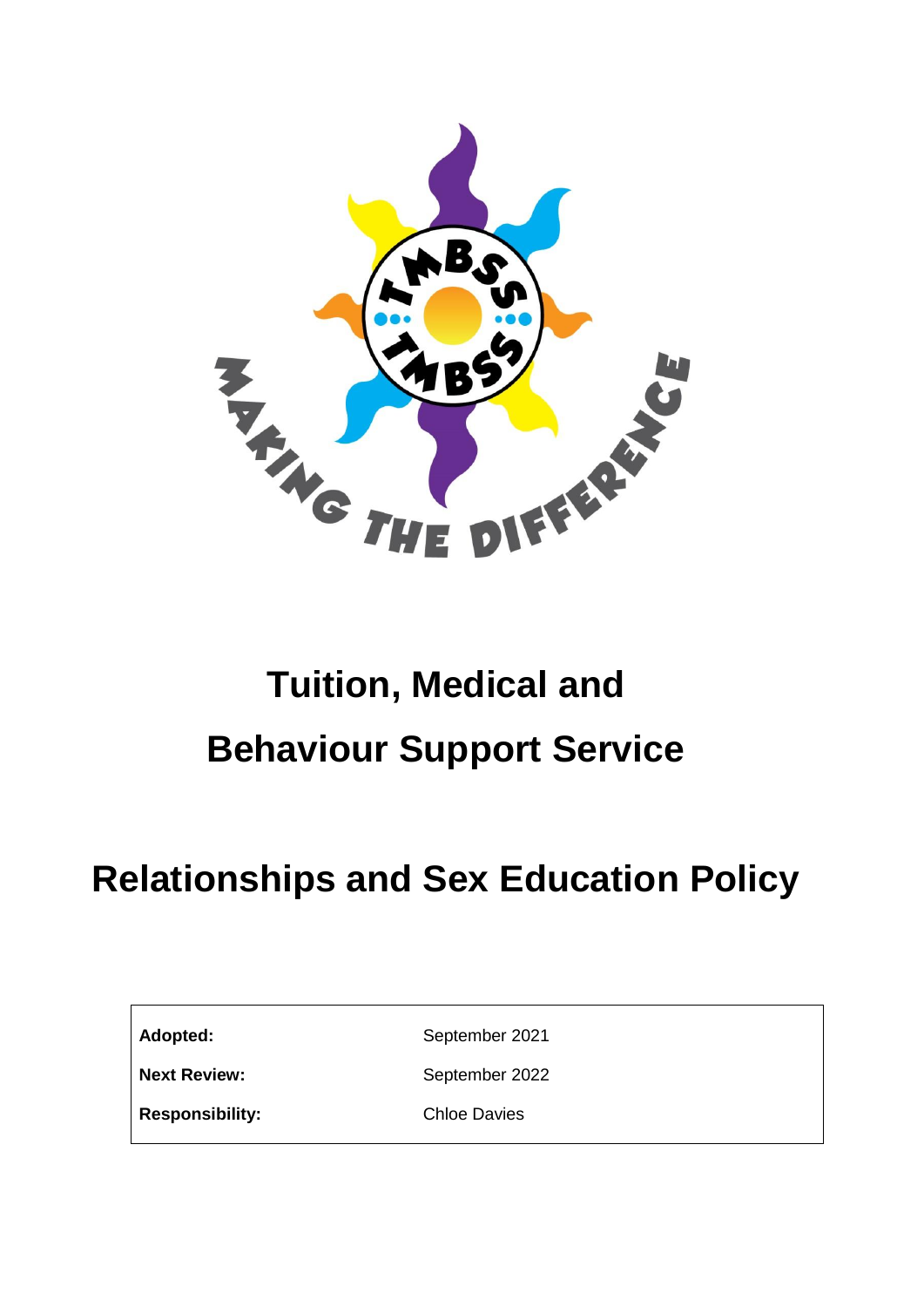# Tuition, Medical and Behaviour Support Service

# Relationships and Sex Education Policy

| | |
|---|---|
| **Adopted:** | September 2021 |
| **Next Review:** | September 2022 |
| **Responsibility:** | Chloe Davies |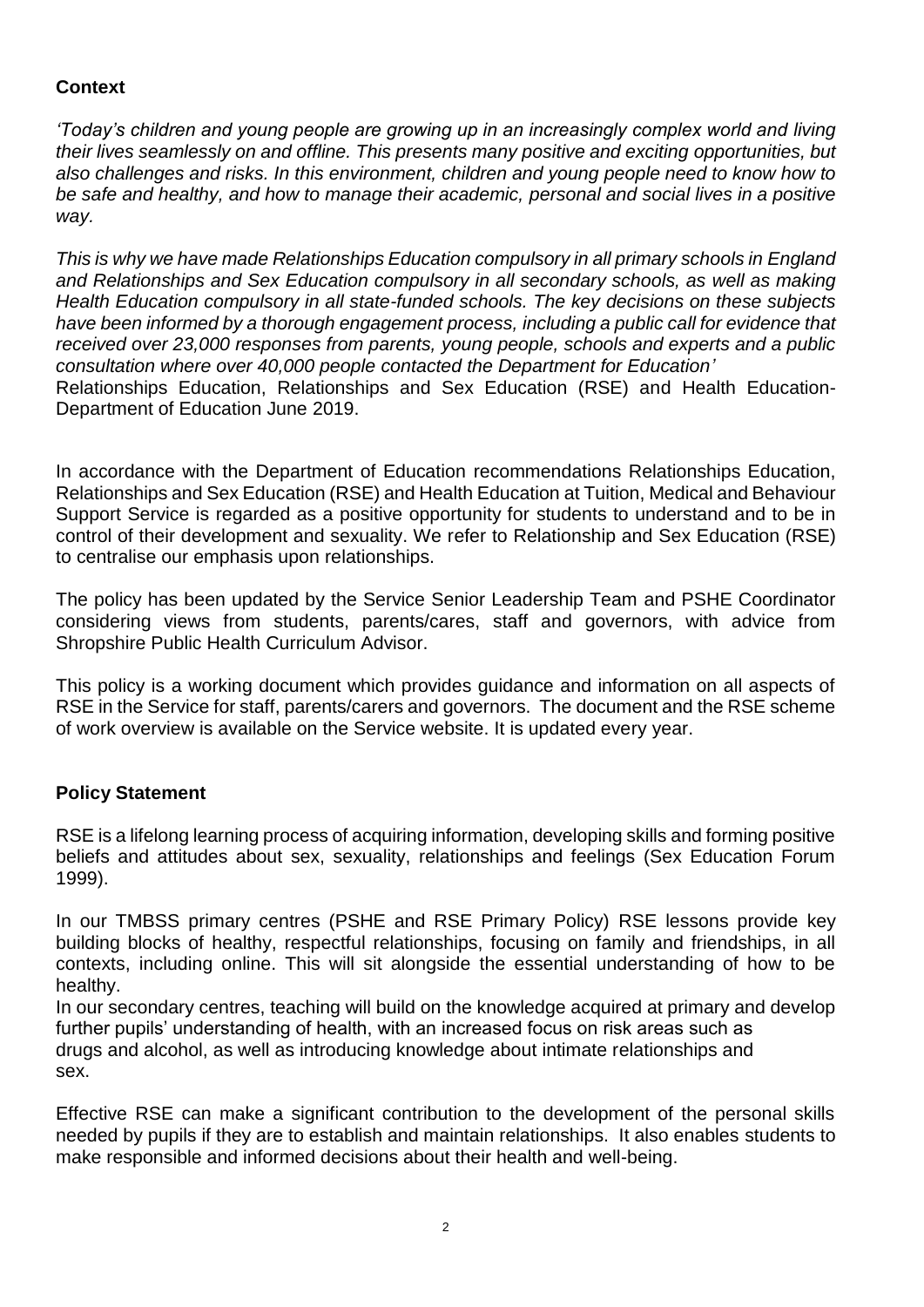## Context

*'Today's children and young people are growing up in an increasingly complex world and living their lives seamlessly on and offline. This presents many positive and exciting opportunities, but also challenges and risks. In this environment, children and young people need to know how to be safe and healthy, and how to manage their academic, personal and social lives in a positive way.*

*This is why we have made Relationships Education compulsory in all primary schools in England and Relationships and Sex Education compulsory in all secondary schools, as well as making Health Education compulsory in all state-funded schools. The key decisions on these subjects have been informed by a thorough engagement process, including a public call for evidence that received over 23,000 responses from parents, young people, schools and experts and a public consultation where over 40,000 people contacted the Department for Education'*
Relationships Education, Relationships and Sex Education (RSE) and Health Education- Department of Education June 2019.

In accordance with the Department of Education recommendations Relationships Education, Relationships and Sex Education (RSE) and Health Education at Tuition, Medical and Behaviour Support Service is regarded as a positive opportunity for students to understand and to be in control of their development and sexuality. We refer to Relationship and Sex Education (RSE) to centralise our emphasis upon relationships.

The policy has been updated by the Service Senior Leadership Team and PSHE Coordinator considering views from students, parents/cares, staff and governors, with advice from Shropshire Public Health Curriculum Advisor.

This policy is a working document which provides guidance and information on all aspects of RSE in the Service for staff, parents/carers and governors. The document and the RSE scheme of work overview is available on the Service website. It is updated every year.

## Policy Statement

RSE is a lifelong learning process of acquiring information, developing skills and forming positive beliefs and attitudes about sex, sexuality, relationships and feelings (Sex Education Forum 1999).

In our TMBSS primary centres (PSHE and RSE Primary Policy) RSE lessons provide key building blocks of healthy, respectful relationships, focusing on family and friendships, in all contexts, including online. This will sit alongside the essential understanding of how to be healthy.
In our secondary centres, teaching will build on the knowledge acquired at primary and develop further pupils' understanding of health, with an increased focus on risk areas such as drugs and alcohol, as well as introducing knowledge about intimate relationships and sex.

Effective RSE can make a significant contribution to the development of the personal skills needed by pupils if they are to establish and maintain relationships. It also enables students to make responsible and informed decisions about their health and well-being.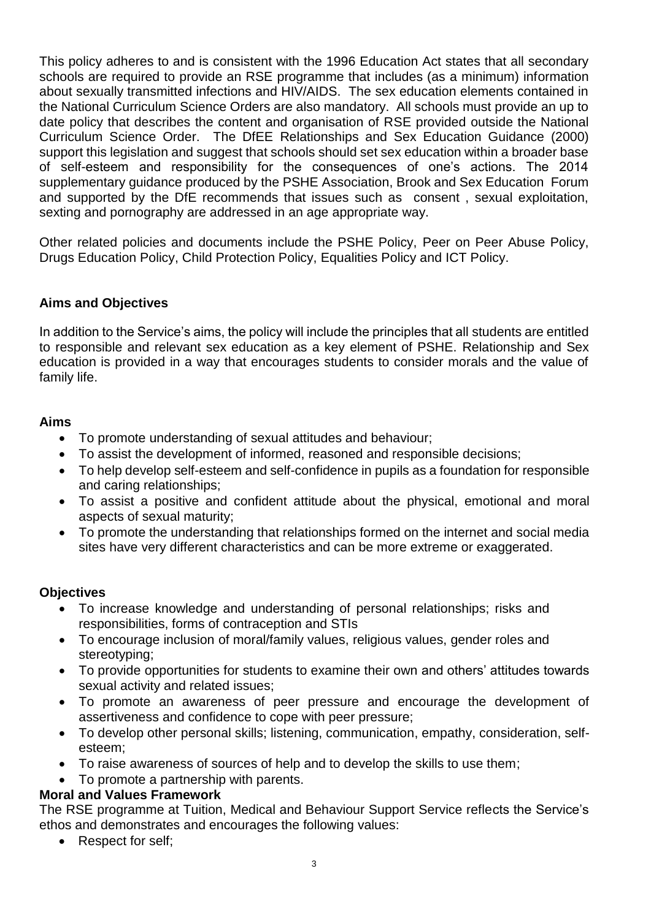This policy adheres to and is consistent with the 1996 Education Act states that all secondary schools are required to provide an RSE programme that includes (as a minimum) information about sexually transmitted infections and HIV/AIDS. The sex education elements contained in the National Curriculum Science Orders are also mandatory. All schools must provide an up to date policy that describes the content and organisation of RSE provided outside the National Curriculum Science Order. The DfEE Relationships and Sex Education Guidance (2000) support this legislation and suggest that schools should set sex education within a broader base of self-esteem and responsibility for the consequences of one's actions. The 2014 supplementary guidance produced by the PSHE Association, Brook and Sex Education Forum and supported by the DfE recommends that issues such as consent , sexual exploitation, sexting and pornography are addressed in an age appropriate way.

Other related policies and documents include the PSHE Policy, Peer on Peer Abuse Policy, Drugs Education Policy, Child Protection Policy, Equalities Policy and ICT Policy.

**Aims and Objectives**

In addition to the Service's aims, the policy will include the principles that all students are entitled to responsible and relevant sex education as a key element of PSHE. Relationship and Sex education is provided in a way that encourages students to consider morals and the value of family life.

**Aims**

- To promote understanding of sexual attitudes and behaviour;
- To assist the development of informed, reasoned and responsible decisions;
- To help develop self-esteem and self-confidence in pupils as a foundation for responsible and caring relationships;
- To assist a positive and confident attitude about the physical, emotional and moral aspects of sexual maturity;
- To promote the understanding that relationships formed on the internet and social media sites have very different characteristics and can be more extreme or exaggerated.

**Objectives**

- To increase knowledge and understanding of personal relationships; risks and responsibilities, forms of contraception and STIs
- To encourage inclusion of moral/family values, religious values, gender roles and stereotyping;
- To provide opportunities for students to examine their own and others' attitudes towards sexual activity and related issues;
- To promote an awareness of peer pressure and encourage the development of assertiveness and confidence to cope with peer pressure;
- To develop other personal skills; listening, communication, empathy, consideration, self-esteem;
- To raise awareness of sources of help and to develop the skills to use them;
- To promote a partnership with parents.

**Moral and Values Framework**

The RSE programme at Tuition, Medical and Behaviour Support Service reflects the Service's ethos and demonstrates and encourages the following values:

- Respect for self;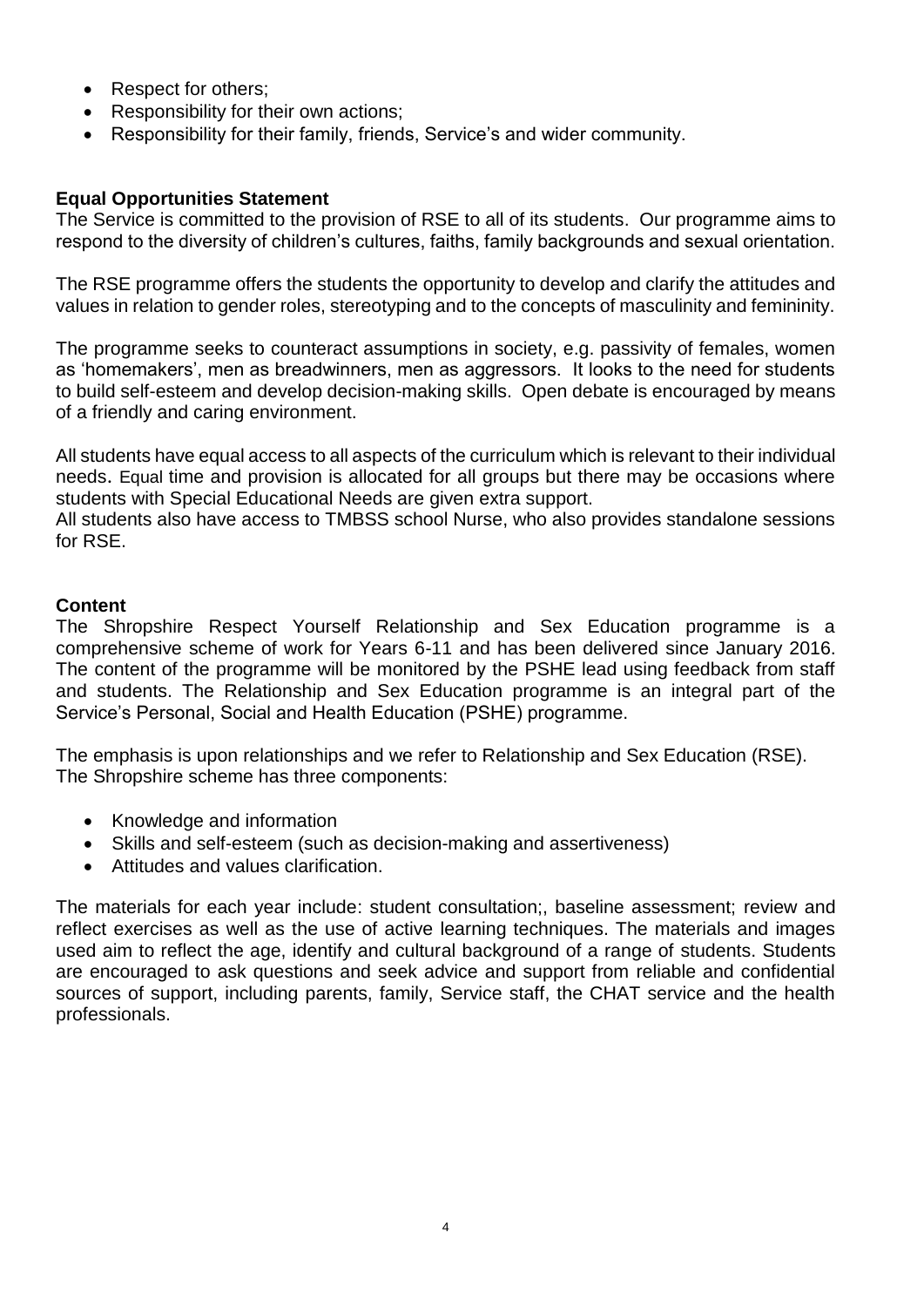- Respect for others;
- Responsibility for their own actions;
- Responsibility for their family, friends, Service's and wider community.

**Equal Opportunities Statement**

The Service is committed to the provision of RSE to all of its students. Our programme aims to respond to the diversity of children's cultures, faiths, family backgrounds and sexual orientation.

The RSE programme offers the students the opportunity to develop and clarify the attitudes and values in relation to gender roles, stereotyping and to the concepts of masculinity and femininity.

The programme seeks to counteract assumptions in society, e.g. passivity of females, women as 'homemakers', men as breadwinners, men as aggressors. It looks to the need for students to build self-esteem and develop decision-making skills. Open debate is encouraged by means of a friendly and caring environment.

All students have equal access to all aspects of the curriculum which is relevant to their individual needs. Equal time and provision is allocated for all groups but there may be occasions where students with Special Educational Needs are given extra support.
All students also have access to TMBSS school Nurse, who also provides standalone sessions for RSE.

**Content**

The Shropshire Respect Yourself Relationship and Sex Education programme is a comprehensive scheme of work for Years 6-11 and has been delivered since January 2016. The content of the programme will be monitored by the PSHE lead using feedback from staff and students. The Relationship and Sex Education programme is an integral part of the Service's Personal, Social and Health Education (PSHE) programme.

The emphasis is upon relationships and we refer to Relationship and Sex Education (RSE).
The Shropshire scheme has three components:

- Knowledge and information
- Skills and self-esteem (such as decision-making and assertiveness)
- Attitudes and values clarification.

The materials for each year include: student consultation;, baseline assessment; review and reflect exercises as well as the use of active learning techniques. The materials and images used aim to reflect the age, identify and cultural background of a range of students. Students are encouraged to ask questions and seek advice and support from reliable and confidential sources of support, including parents, family, Service staff, the CHAT service and the health professionals.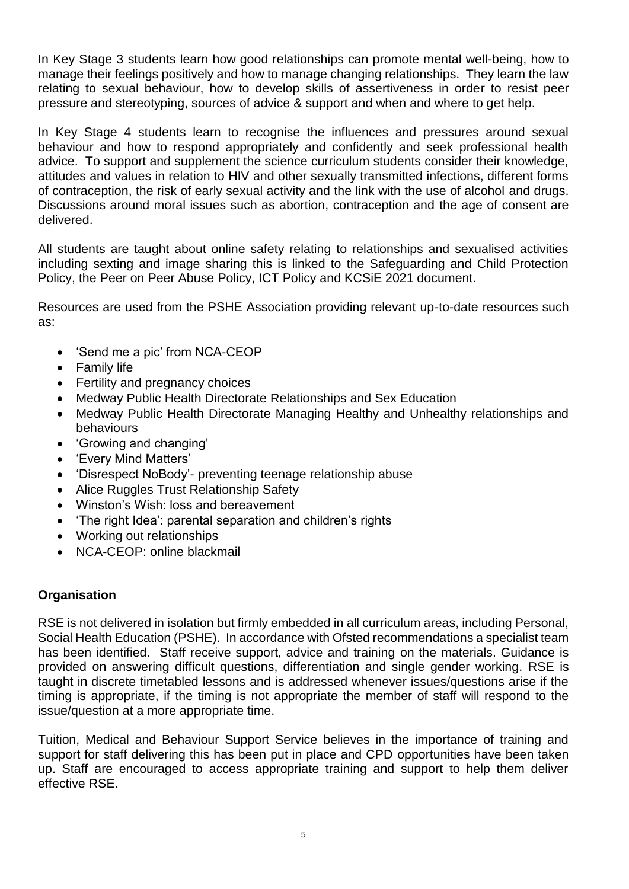In Key Stage 3 students learn how good relationships can promote mental well-being, how to manage their feelings positively and how to manage changing relationships. They learn the law relating to sexual behaviour, how to develop skills of assertiveness in order to resist peer pressure and stereotyping, sources of advice & support and when and where to get help.

In Key Stage 4 students learn to recognise the influences and pressures around sexual behaviour and how to respond appropriately and confidently and seek professional health advice. To support and supplement the science curriculum students consider their knowledge, attitudes and values in relation to HIV and other sexually transmitted infections, different forms of contraception, the risk of early sexual activity and the link with the use of alcohol and drugs. Discussions around moral issues such as abortion, contraception and the age of consent are delivered.

All students are taught about online safety relating to relationships and sexualised activities including sexting and image sharing this is linked to the Safeguarding and Child Protection Policy, the Peer on Peer Abuse Policy, ICT Policy and KCSiE 2021 document.

Resources are used from the PSHE Association providing relevant up-to-date resources such as:

- 'Send me a pic' from NCA-CEOP
- Family life
- Fertility and pregnancy choices
- Medway Public Health Directorate Relationships and Sex Education
- Medway Public Health Directorate Managing Healthy and Unhealthy relationships and behaviours
- 'Growing and changing'
- 'Every Mind Matters'
- 'Disrespect NoBody'- preventing teenage relationship abuse
- Alice Ruggles Trust Relationship Safety
- Winston's Wish: loss and bereavement
- 'The right Idea': parental separation and children's rights
- Working out relationships
- NCA-CEOP: online blackmail

**Organisation**

RSE is not delivered in isolation but firmly embedded in all curriculum areas, including Personal, Social Health Education (PSHE). In accordance with Ofsted recommendations a specialist team has been identified. Staff receive support, advice and training on the materials. Guidance is provided on answering difficult questions, differentiation and single gender working. RSE is taught in discrete timetabled lessons and is addressed whenever issues/questions arise if the timing is appropriate, if the timing is not appropriate the member of staff will respond to the issue/question at a more appropriate time.

Tuition, Medical and Behaviour Support Service believes in the importance of training and support for staff delivering this has been put in place and CPD opportunities have been taken up. Staff are encouraged to access appropriate training and support to help them deliver effective RSE.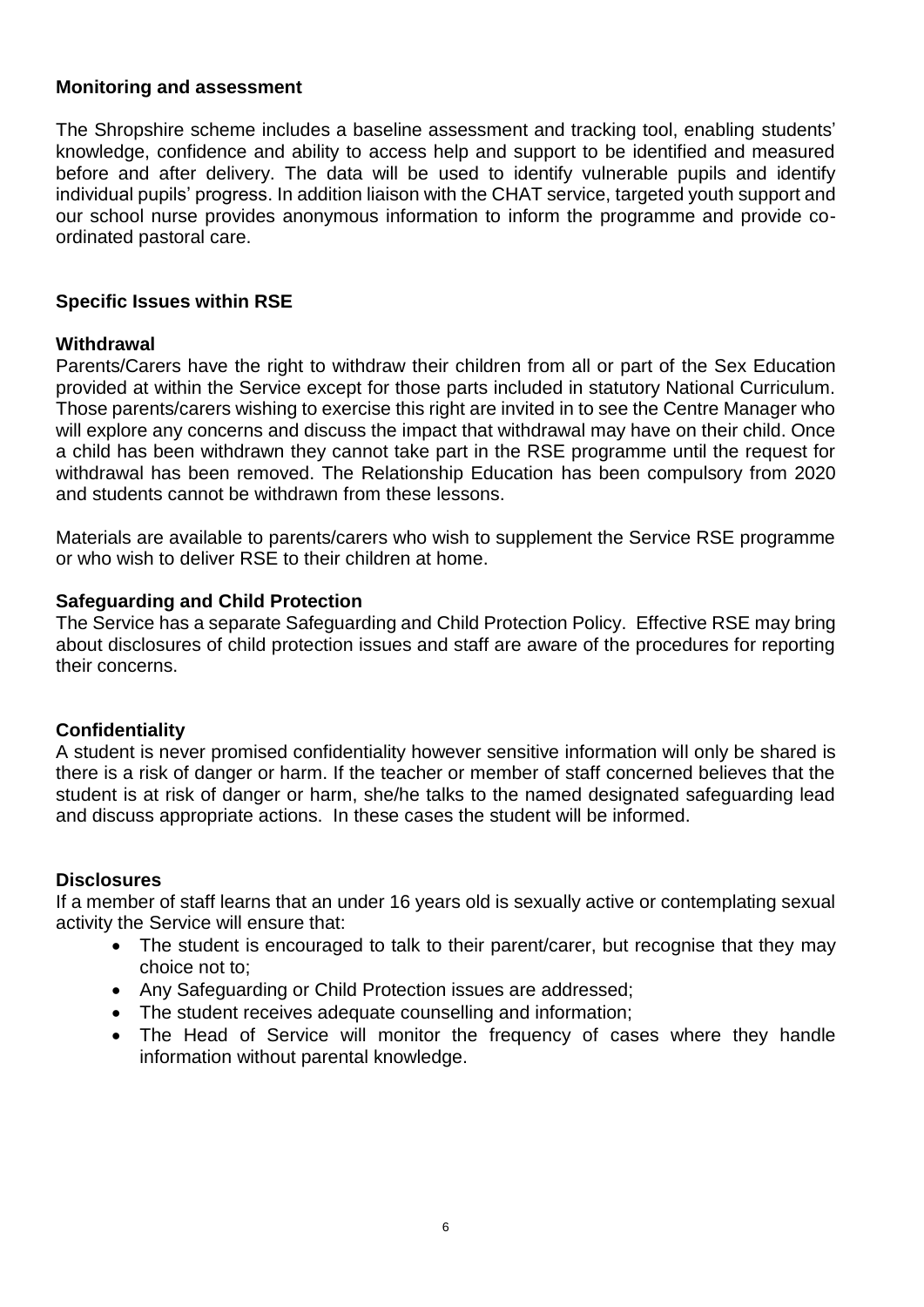## Monitoring and assessment

The Shropshire scheme includes a baseline assessment and tracking tool, enabling students' knowledge, confidence and ability to access help and support to be identified and measured before and after delivery. The data will be used to identify vulnerable pupils and identify individual pupils' progress. In addition liaison with the CHAT service, targeted youth support and our school nurse provides anonymous information to inform the programme and provide co-ordinated pastoral care.

## Specific Issues within RSE

### Withdrawal

Parents/Carers have the right to withdraw their children from all or part of the Sex Education provided at within the Service except for those parts included in statutory National Curriculum. Those parents/carers wishing to exercise this right are invited in to see the Centre Manager who will explore any concerns and discuss the impact that withdrawal may have on their child. Once a child has been withdrawn they cannot take part in the RSE programme until the request for withdrawal has been removed. The Relationship Education has been compulsory from 2020 and students cannot be withdrawn from these lessons.

Materials are available to parents/carers who wish to supplement the Service RSE programme or who wish to deliver RSE to their children at home.

### Safeguarding and Child Protection

The Service has a separate Safeguarding and Child Protection Policy. Effective RSE may bring about disclosures of child protection issues and staff are aware of the procedures for reporting their concerns.

### Confidentiality

A student is never promised confidentiality however sensitive information will only be shared is there is a risk of danger or harm. If the teacher or member of staff concerned believes that the student is at risk of danger or harm, she/he talks to the named designated safeguarding lead and discuss appropriate actions. In these cases the student will be informed.

### Disclosures

If a member of staff learns that an under 16 years old is sexually active or contemplating sexual activity the Service will ensure that:

- The student is encouraged to talk to their parent/carer, but recognise that they may choice not to;
- Any Safeguarding or Child Protection issues are addressed;
- The student receives adequate counselling and information;
- The Head of Service will monitor the frequency of cases where they handle information without parental knowledge.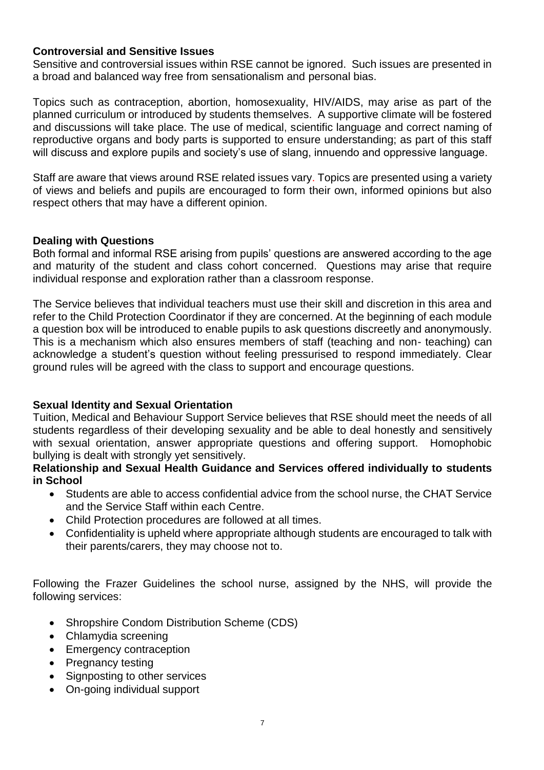**Controversial and Sensitive Issues**

Sensitive and controversial issues within RSE cannot be ignored. Such issues are presented in a broad and balanced way free from sensationalism and personal bias.

Topics such as contraception, abortion, homosexuality, HIV/AIDS, may arise as part of the planned curriculum or introduced by students themselves. A supportive climate will be fostered and discussions will take place. The use of medical, scientific language and correct naming of reproductive organs and body parts is supported to ensure understanding; as part of this staff will discuss and explore pupils and society's use of slang, innuendo and oppressive language.

Staff are aware that views around RSE related issues vary. Topics are presented using a variety of views and beliefs and pupils are encouraged to form their own, informed opinions but also respect others that may have a different opinion.

**Dealing with Questions**

Both formal and informal RSE arising from pupils' questions are answered according to the age and maturity of the student and class cohort concerned. Questions may arise that require individual response and exploration rather than a classroom response.

The Service believes that individual teachers must use their skill and discretion in this area and refer to the Child Protection Coordinator if they are concerned. At the beginning of each module a question box will be introduced to enable pupils to ask questions discreetly and anonymously. This is a mechanism which also ensures members of staff (teaching and non- teaching) can acknowledge a student's question without feeling pressurised to respond immediately. Clear ground rules will be agreed with the class to support and encourage questions.

**Sexual Identity and Sexual Orientation**

Tuition, Medical and Behaviour Support Service believes that RSE should meet the needs of all students regardless of their developing sexuality and be able to deal honestly and sensitively with sexual orientation, answer appropriate questions and offering support. Homophobic bullying is dealt with strongly yet sensitively.

**Relationship and Sexual Health Guidance and Services offered individually to students in School**

- Students are able to access confidential advice from the school nurse, the CHAT Service and the Service Staff within each Centre.
- Child Protection procedures are followed at all times.
- Confidentiality is upheld where appropriate although students are encouraged to talk with their parents/carers, they may choose not to.

Following the Frazer Guidelines the school nurse, assigned by the NHS, will provide the following services:

- Shropshire Condom Distribution Scheme (CDS)
- Chlamydia screening
- Emergency contraception
- Pregnancy testing
- Signposting to other services
- On-going individual support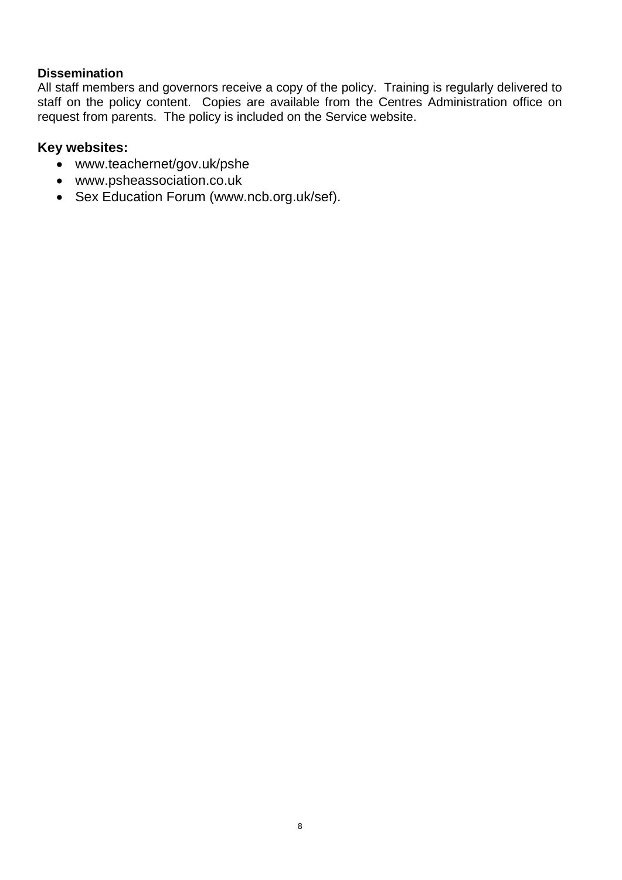**Dissemination**

All staff members and governors receive a copy of the policy. Training is regularly delivered to staff on the policy content. Copies are available from the Centres Administration office on request from parents. The policy is included on the Service website.

## Key websites:

- www.teachernet/gov.uk/pshe
- www.psheassociation.co.uk
- Sex Education Forum (www.ncb.org.uk/sef).